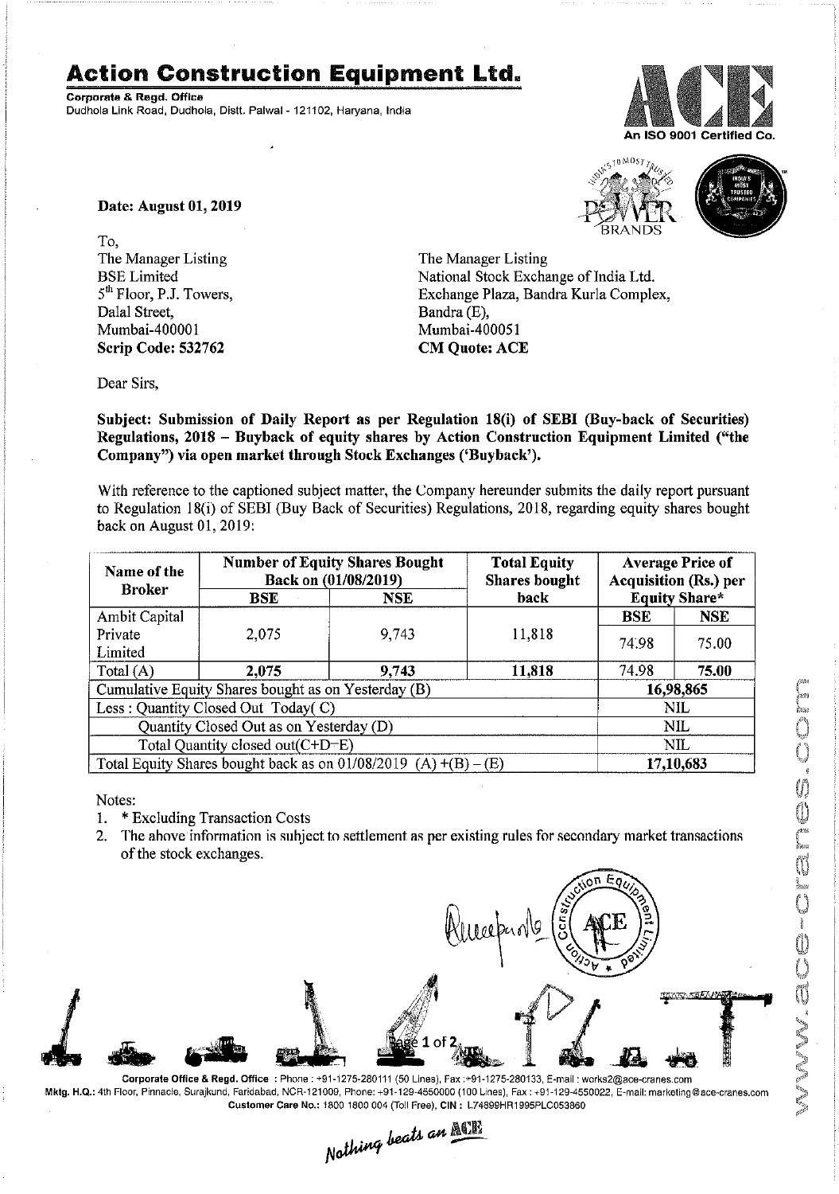# Action Construction Equipment Ltd.

**Corporate & Regd. Office**
Dudhola Link Road, Dudhola, Distt. Palwal - 121102, Haryana, India

An ISO 9001 Certified Co.

**Date: August 01, 2019**

To,
The Manager Listing
BSE Limited
5th Floor, P.J. Towers,
Dalal Street,
Mumbai-400001
**Scrip Code: 532762**

The Manager Listing
National Stock Exchange of India Ltd.
Exchange Plaza, Bandra Kurla Complex,
Bandra (E),
Mumbai-400051
**CM Quote: ACE**

Dear Sirs,

**Subject: Submission of Daily Report as per Regulation 18(i) of SEBI (Buy-back of Securities) Regulations, 2018 – Buyback of equity shares by Action Construction Equipment Limited ("the Company") via open market through Stock Exchanges ('Buyback').**

With reference to the captioned subject matter, the Company hereunder submits the daily report pursuant to Regulation 18(i) of SEBI (Buy Back of Securities) Regulations, 2018, regarding equity shares bought back on August 01, 2019:

| Name of the Broker | Number of Equity Shares Bought Back on (01/08/2019) | | Total Equity Shares bought back | Average Price of Acquisition (Rs.) per Equity Share* | |
|---|---|---|---|---|---|
| | BSE | NSE | | BSE | NSE |
| Ambit Capital Private Limited | 2,075 | 9,743 | 11,818 | 74.98 | 75.00 |
| Total (A) | **2,075** | **9,743** | **11,818** | 74.98 | **75.00** |
| Cumulative Equity Shares bought as on Yesterday (B) | | | | **16,98,865** | |
| Less : Quantity Closed Out Today( C) | | | | NIL | |
| Quantity Closed Out as on Yesterday (D) | | | | NIL | |
| Total Quantity closed out(C+D=E) | | | | NIL | |
| Total Equity Shares bought back as on 01/08/2019 (A) +(B) – (E) | | | | **17,10,683** | |

Notes:
1. * Excluding Transaction Costs
2. The above information is subject to settlement as per existing rules for secondary market transactions of the stock exchanges.

**Corporate Office & Regd. Office** : Phone : +91-1275-280111 (50 Lines), Fax :+91-1275-280133, E-mail : works2@ace-cranes.com
**Mktg. H.Q.:** 4th Floor, Pinnacle, Surajkund, Faridabad, NCR-121009, Phone: +91-129-4550000 (100 Lines), Fax : +91-129-4550022, E-mail: marketing@ace-cranes.com
**Customer Care No.:** 1800 1800 004 (Toll Free), **CIN :** L74899HR1995PLC053860

*Nothing beats an ACE*

www.ace-cranes.com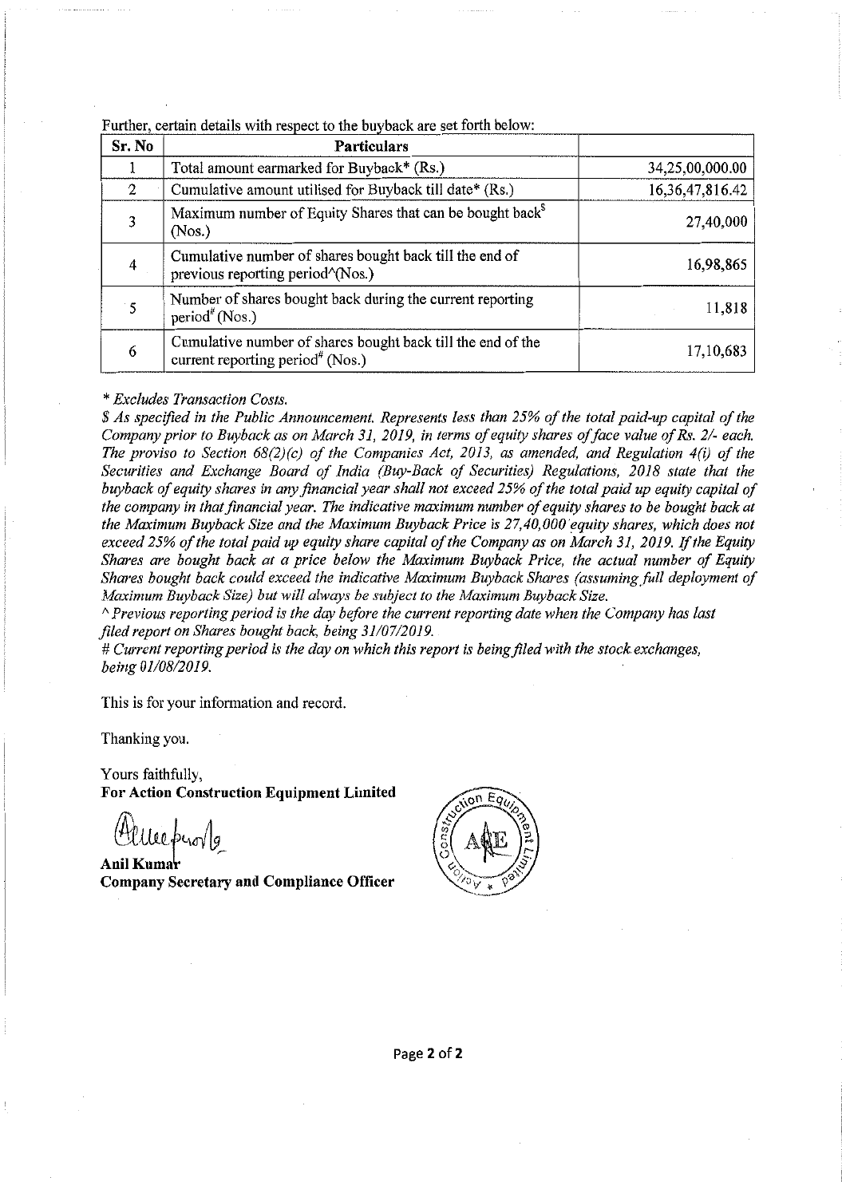Further, certain details with respect to the buyback are set forth below:

| Sr. No | Particulars | |
|---|---|---|
| 1 | Total amount earmarked for Buyback* (Rs.) | 34,25,00,000.00 |
| 2 | Cumulative amount utilised for Buyback till date* (Rs.) | 16,36,47,816.42 |
| 3 | Maximum number of Equity Shares that can be bought back$ (Nos.) | 27,40,000 |
| 4 | Cumulative number of shares bought back till the end of previous reporting period^(Nos.) | 16,98,865 |
| 5 | Number of shares bought back during the current reporting period# (Nos.) | 11,818 |
| 6 | Cumulative number of shares bought back till the end of the current reporting period# (Nos.) | 17,10,683 |

*\* Excludes Transaction Costs.*

*$ As specified in the Public Announcement. Represents less than 25% of the total paid-up capital of the Company prior to Buyback as on March 31, 2019, in terms of equity shares of face value of Rs. 2/- each. The proviso to Section 68(2)(c) of the Companies Act, 2013, as amended, and Regulation 4(i) of the Securities and Exchange Board of India (Buy-Back of Securities) Regulations, 2018 state that the buyback of equity shares in any financial year shall not exceed 25% of the total paid up equity capital of the company in that financial year. The indicative maximum number of equity shares to be bought back at the Maximum Buyback Size and the Maximum Buyback Price is 27,40,000 equity shares, which does not exceed 25% of the total paid up equity share capital of the Company as on March 31, 2019. If the Equity Shares are bought back at a price below the Maximum Buyback Price, the actual number of Equity Shares bought back could exceed the indicative Maximum Buyback Shares (assuming full deployment of Maximum Buyback Size) but will always be subject to the Maximum Buyback Size.*

*^ Previous reporting period is the day before the current reporting date when the Company has last filed report on Shares bought back, being 31/07/2019.*

*# Current reporting period is the day on which this report is being filed with the stock exchanges, being 01/08/2019.*

This is for your information and record.

Thanking you.

Yours faithfully,
**For Action Construction Equipment Limited**

**Anil Kumar**
**Company Secretary and Compliance Officer**